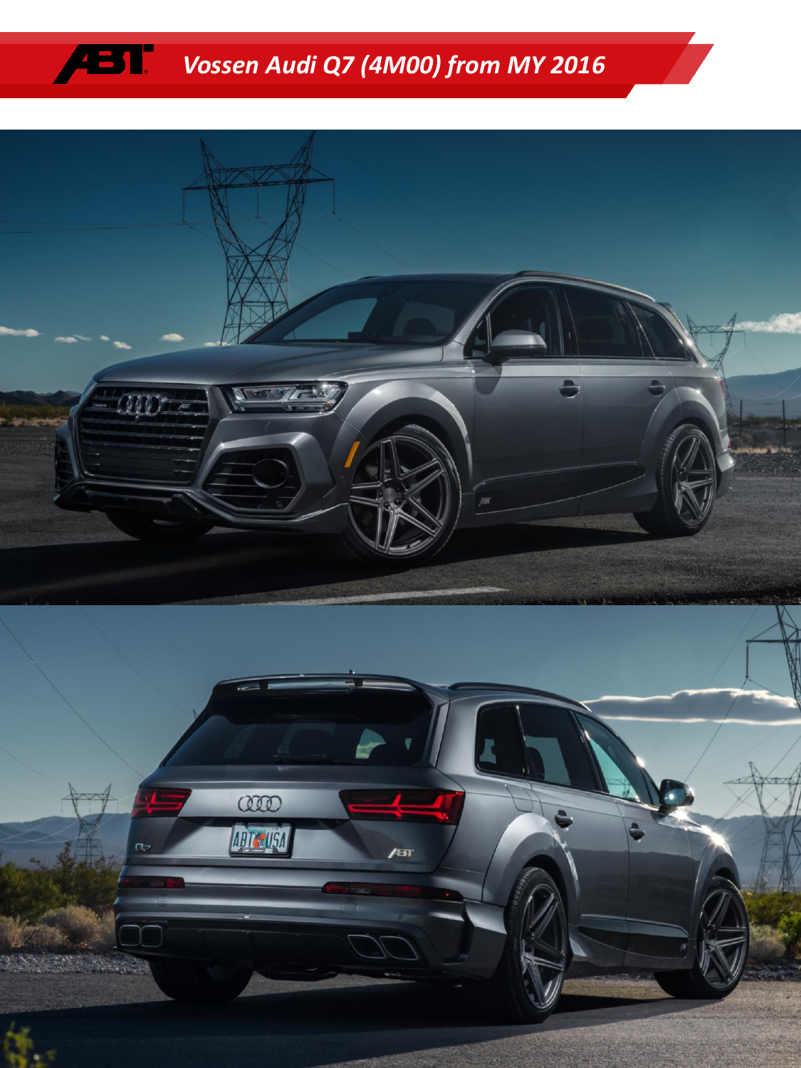# Vossen Audi Q7 (4M00) from MY 2016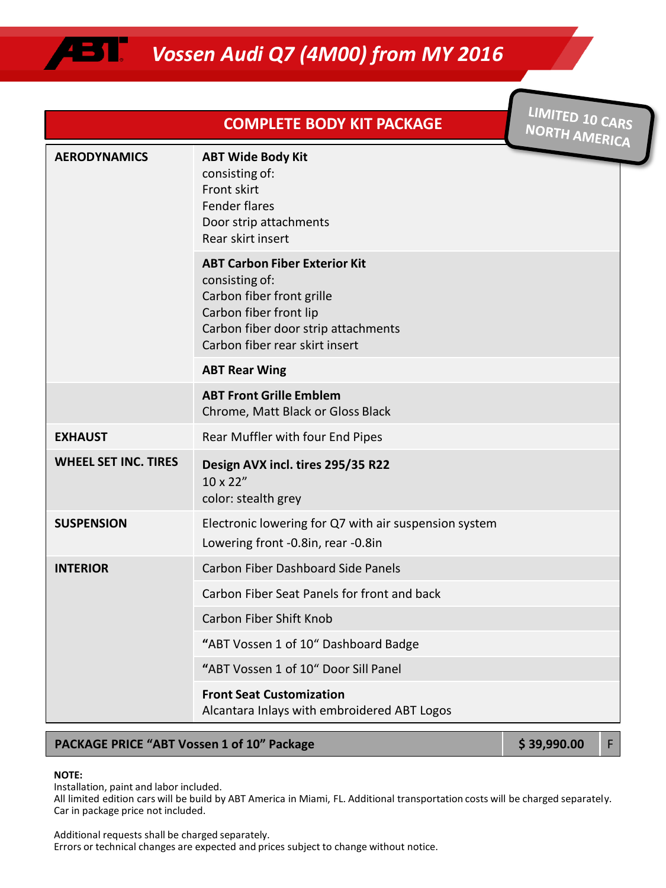# Vossen Audi Q7 (4M00) from MY 2016

LIMITED 10 CARS NORTH AMERICA

## COMPLETE BODY KIT PACKAGE

| | |
|---|---|
| **AERODYNAMICS** | **ABT Wide Body Kit**<br>consisting of:<br>Front skirt<br>Fender flares<br>Door strip attachments<br>Rear skirt insert |
| | **ABT Carbon Fiber Exterior Kit**<br>consisting of:<br>Carbon fiber front grille<br>Carbon fiber front lip<br>Carbon fiber door strip attachments<br>Carbon fiber rear skirt insert |
| | **ABT Rear Wing** |
| | **ABT Front Grille Emblem**<br>Chrome, Matt Black or Gloss Black |
| **EXHAUST** | Rear Muffler with four End Pipes |
| **WHEEL SET INC. TIRES** | **Design AVX incl. tires 295/35 R22**<br>10 x 22"<br>color: stealth grey |
| **SUSPENSION** | Electronic lowering for Q7 with air suspension system<br>Lowering front -0.8in, rear -0.8in |
| **INTERIOR** | Carbon Fiber Dashboard Side Panels |
| | Carbon Fiber Seat Panels for front and back |
| | Carbon Fiber Shift Knob |
| | "ABT Vossen 1 of 10" Dashboard Badge |
| | "ABT Vossen 1 of 10" Door Sill Panel |
| | **Front Seat Customization**<br>Alcantara Inlays with embroidered ABT Logos |

| | | |
|---|---|---|
| **PACKAGE PRICE "ABT Vossen 1 of 10" Package** | **$ 39,990.00** | F |

**NOTE:**
Installation, paint and labor included.
All limited edition cars will be build by ABT America in Miami, FL. Additional transportation costs will be charged separately.
Car in package price not included.

Additional requests shall be charged separately.
Errors or technical changes are expected and prices subject to change without notice.